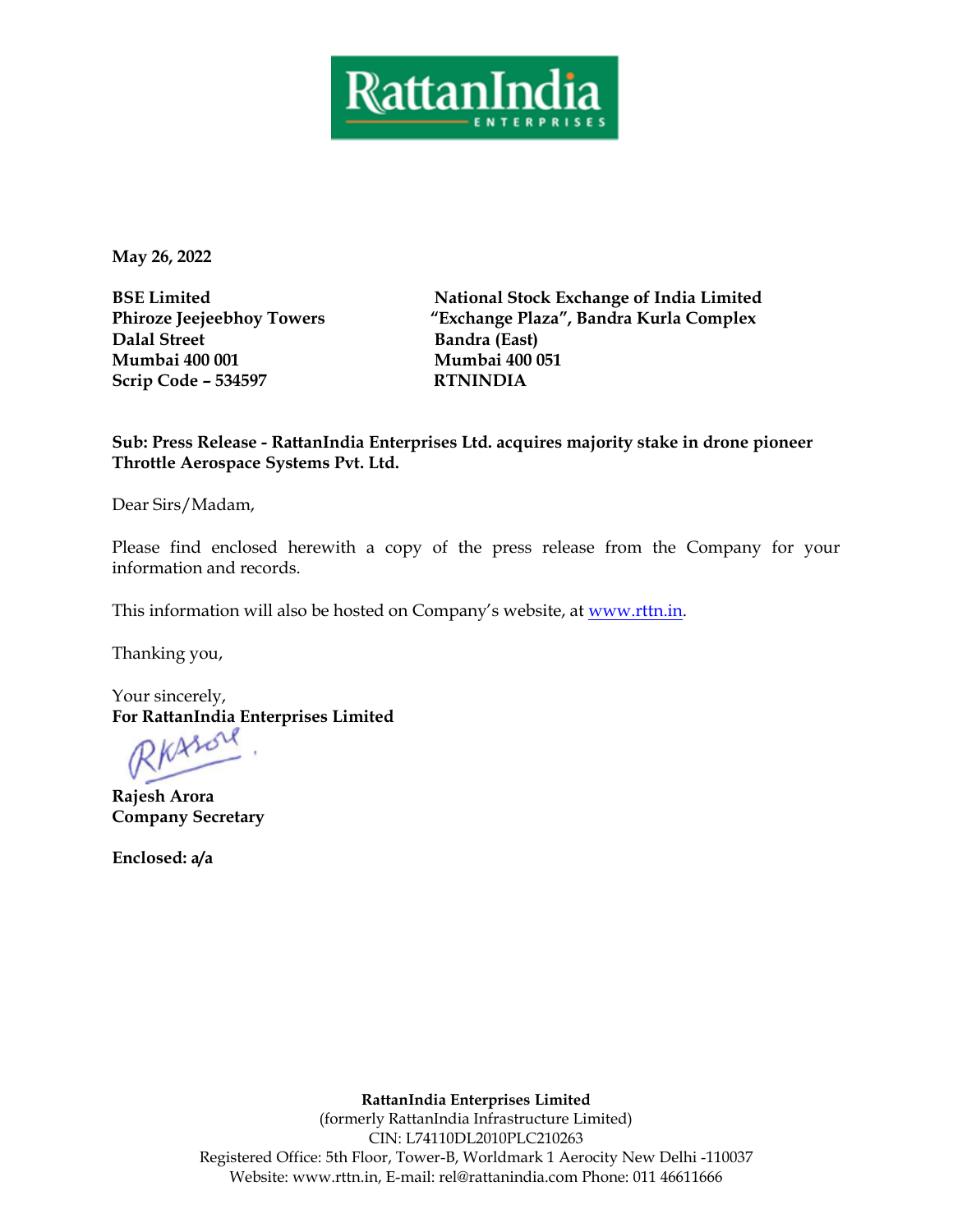**May 26, 2022**

**BSE Limited**
**Phiroze Jeejeebhoy Towers**
**Dalal Street**
**Mumbai 400 001**
**Scrip Code – 534597**

**National Stock Exchange of India Limited**
**"Exchange Plaza", Bandra Kurla Complex**
**Bandra (East)**
**Mumbai 400 051**
**RTNINDIA**

**Sub: Press Release - RattanIndia Enterprises Ltd. acquires majority stake in drone pioneer Throttle Aerospace Systems Pvt. Ltd.**

Dear Sirs/Madam,

Please find enclosed herewith a copy of the press release from the Company for your information and records.

This information will also be hosted on Company's website, at www.rttn.in.

Thanking you,

Your sincerely,
**For RattanIndia Enterprises Limited**

**Rajesh Arora**
**Company Secretary**

**Enclosed: a/a**

**RattanIndia Enterprises Limited**
(formerly RattanIndia Infrastructure Limited)
CIN: L74110DL2010PLC210263
Registered Office: 5th Floor, Tower-B, Worldmark 1 Aerocity New Delhi -110037
Website: www.rttn.in, E-mail: rel@rattanindia.com Phone: 011 46611666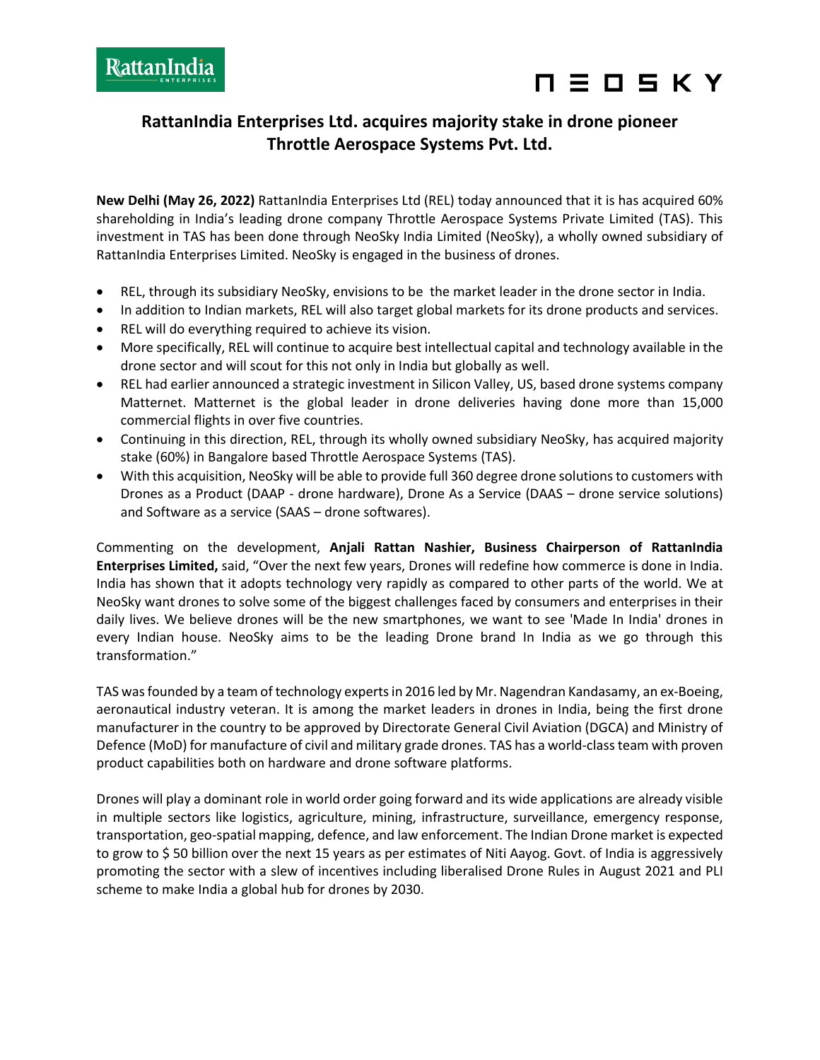# RattanIndia Enterprises Ltd. acquires majority stake in drone pioneer Throttle Aerospace Systems Pvt. Ltd.

**New Delhi (May 26, 2022)** RattanIndia Enterprises Ltd (REL) today announced that it is has acquired 60% shareholding in India's leading drone company Throttle Aerospace Systems Private Limited (TAS). This investment in TAS has been done through NeoSky India Limited (NeoSky), a wholly owned subsidiary of RattanIndia Enterprises Limited. NeoSky is engaged in the business of drones.

- REL, through its subsidiary NeoSky, envisions to be the market leader in the drone sector in India.
- In addition to Indian markets, REL will also target global markets for its drone products and services.
- REL will do everything required to achieve its vision.
- More specifically, REL will continue to acquire best intellectual capital and technology available in the drone sector and will scout for this not only in India but globally as well.
- REL had earlier announced a strategic investment in Silicon Valley, US, based drone systems company Matternet. Matternet is the global leader in drone deliveries having done more than 15,000 commercial flights in over five countries.
- Continuing in this direction, REL, through its wholly owned subsidiary NeoSky, has acquired majority stake (60%) in Bangalore based Throttle Aerospace Systems (TAS).
- With this acquisition, NeoSky will be able to provide full 360 degree drone solutions to customers with Drones as a Product (DAAP - drone hardware), Drone As a Service (DAAS – drone service solutions) and Software as a service (SAAS – drone softwares).

Commenting on the development, **Anjali Rattan Nashier, Business Chairperson of RattanIndia Enterprises Limited,** said, "Over the next few years, Drones will redefine how commerce is done in India. India has shown that it adopts technology very rapidly as compared to other parts of the world. We at NeoSky want drones to solve some of the biggest challenges faced by consumers and enterprises in their daily lives. We believe drones will be the new smartphones, we want to see 'Made In India' drones in every Indian house. NeoSky aims to be the leading Drone brand In India as we go through this transformation."

TAS was founded by a team of technology experts in 2016 led by Mr. Nagendran Kandasamy, an ex-Boeing, aeronautical industry veteran. It is among the market leaders in drones in India, being the first drone manufacturer in the country to be approved by Directorate General Civil Aviation (DGCA) and Ministry of Defence (MoD) for manufacture of civil and military grade drones. TAS has a world-class team with proven product capabilities both on hardware and drone software platforms.

Drones will play a dominant role in world order going forward and its wide applications are already visible in multiple sectors like logistics, agriculture, mining, infrastructure, surveillance, emergency response, transportation, geo-spatial mapping, defence, and law enforcement. The Indian Drone market is expected to grow to $ 50 billion over the next 15 years as per estimates of Niti Aayog. Govt. of India is aggressively promoting the sector with a slew of incentives including liberalised Drone Rules in August 2021 and PLI scheme to make India a global hub for drones by 2030.